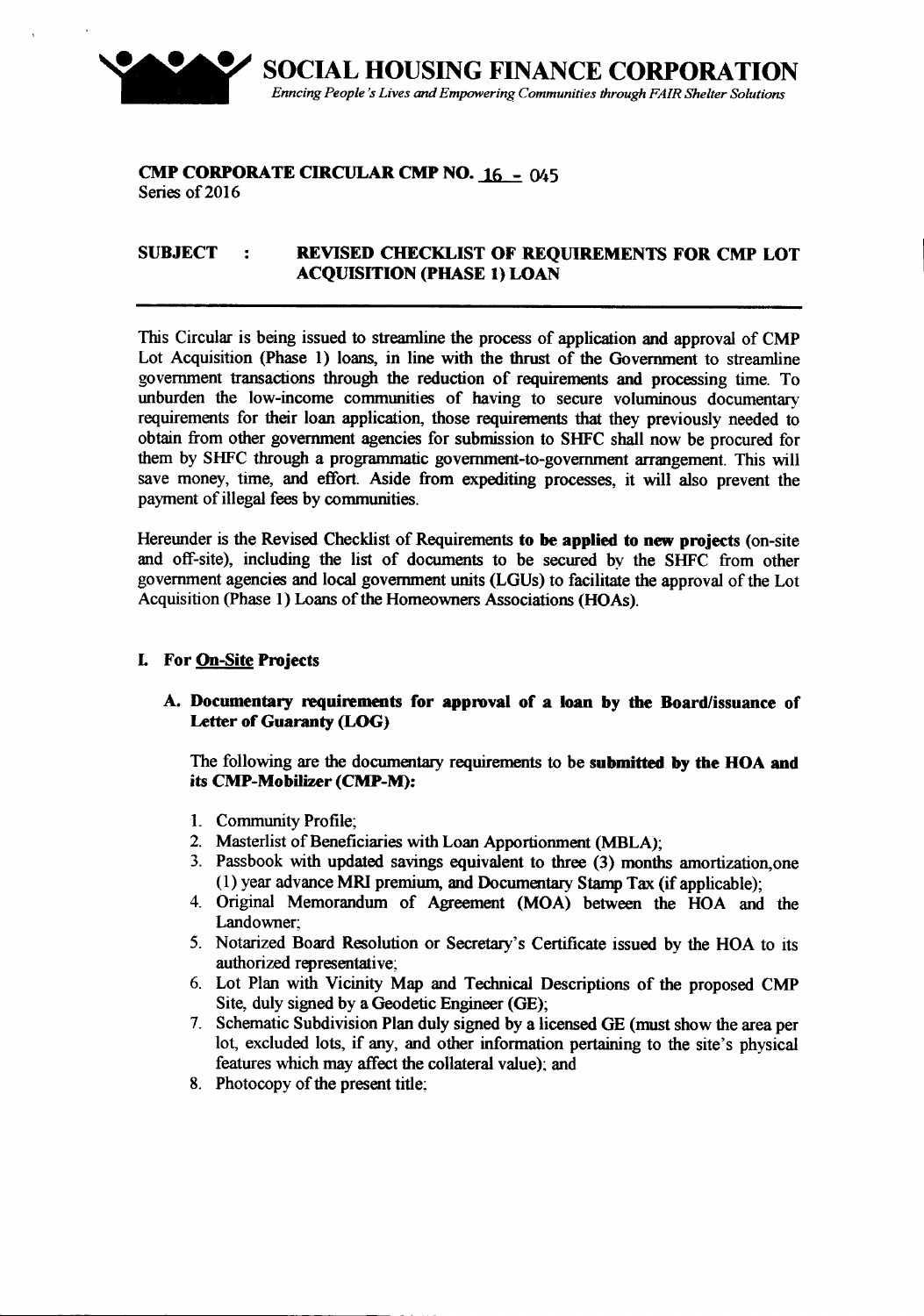# SOCIAL HOUSING FINANCE CORPORATION

*Enncing People's Lives and Empowering Communities through FAIR Shelter Solutions*

**CMP CORPORATE CIRCULAR CMP NO. 16 - 045**
Series of 2016

**SUBJECT : REVISED CHECKLIST OF REQUIREMENTS FOR CMP LOT ACQUISITION (PHASE 1) LOAN**

This Circular is being issued to streamline the process of application and approval of CMP Lot Acquisition (Phase 1) loans, in line with the thrust of the Government to streamline government transactions through the reduction of requirements and processing time. To unburden the low-income communities of having to secure voluminous documentary requirements for their loan application, those requirements that they previously needed to obtain from other government agencies for submission to SHFC shall now be procured for them by SHFC through a programmatic government-to-government arrangement. This will save money, time, and effort. Aside from expediting processes, it will also prevent the payment of illegal fees by communities.

Hereunder is the Revised Checklist of Requirements **to be applied to new projects** (on-site and off-site), including the list of documents to be secured by the SHFC from other government agencies and local government units (LGUs) to facilitate the approval of the Lot Acquisition (Phase 1) Loans of the Homeowners Associations (HOAs).

## I. For On-Site Projects

### A. Documentary requirements for approval of a loan by the Board/issuance of Letter of Guaranty (LOG)

The following are the documentary requirements to be **submitted by the HOA and its CMP-Mobilizer (CMP-M):**

1. Community Profile;
2. Masterlist of Beneficiaries with Loan Apportionment (MBLA);
3. Passbook with updated savings equivalent to three (3) months amortization,one (1) year advance MRI premium, and Documentary Stamp Tax (if applicable);
4. Original Memorandum of Agreement (MOA) between the HOA and the Landowner;
5. Notarized Board Resolution or Secretary's Certificate issued by the HOA to its authorized representative;
6. Lot Plan with Vicinity Map and Technical Descriptions of the proposed CMP Site, duly signed by a Geodetic Engineer (GE);
7. Schematic Subdivision Plan duly signed by a licensed GE (must show the area per lot, excluded lots, if any, and other information pertaining to the site's physical features which may affect the collateral value); and
8. Photocopy of the present title;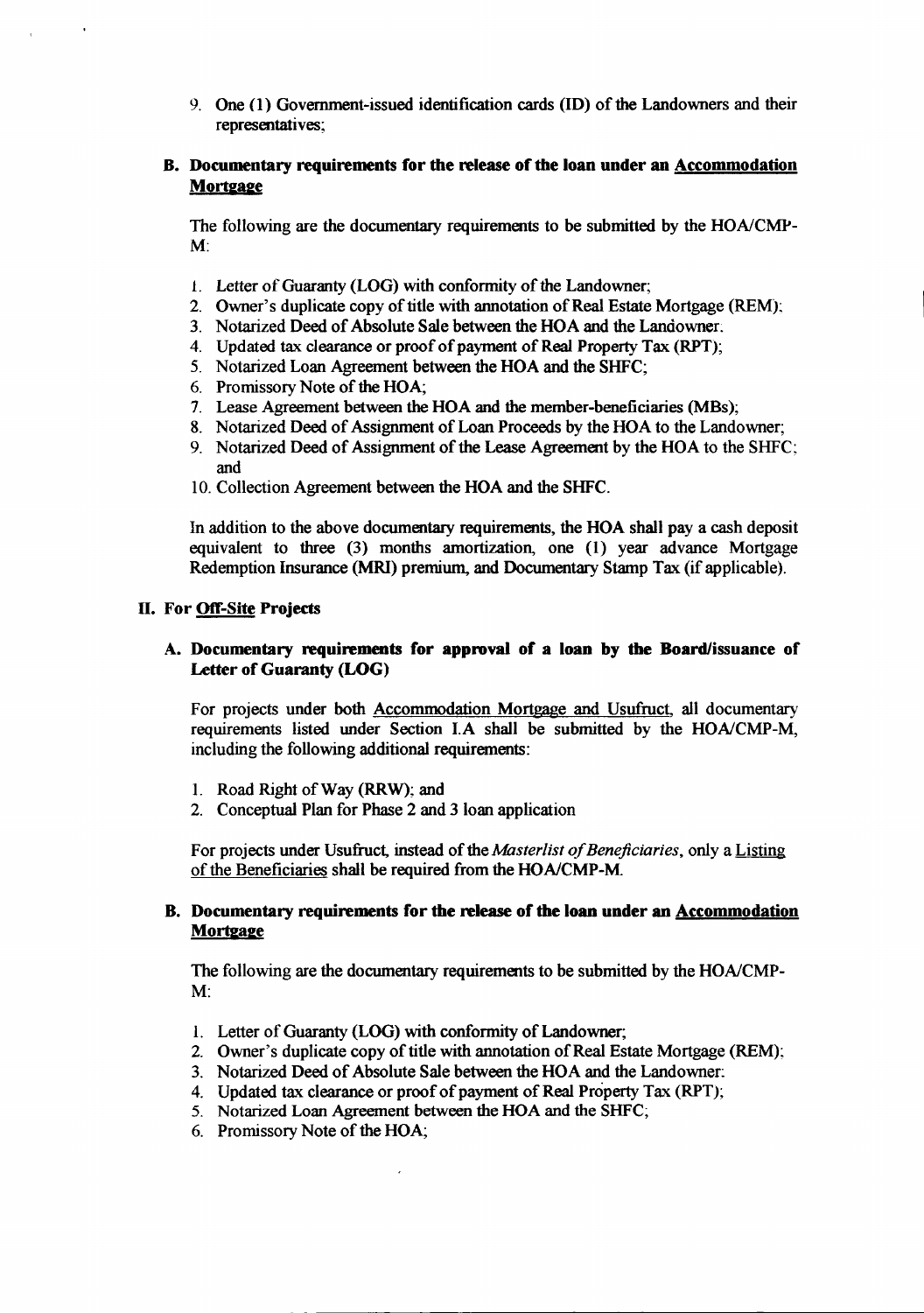9. One (1) Government-issued identification cards (ID) of the Landowners and their representatives;

### B. Documentary requirements for the release of the loan under an <u>Accommodation Mortgage</u>

The following are the documentary requirements to be submitted by the HOA/CMP-M:

1. Letter of Guaranty (LOG) with conformity of the Landowner;
2. Owner's duplicate copy of title with annotation of Real Estate Mortgage (REM);
3. Notarized Deed of Absolute Sale between the HOA and the Landowner;
4. Updated tax clearance or proof of payment of Real Property Tax (RPT);
5. Notarized Loan Agreement between the HOA and the SHFC;
6. Promissory Note of the HOA;
7. Lease Agreement between the HOA and the member-beneficiaries (MBs);
8. Notarized Deed of Assignment of Loan Proceeds by the HOA to the Landowner;
9. Notarized Deed of Assignment of the Lease Agreement by the HOA to the SHFC; and
10. Collection Agreement between the HOA and the SHFC.

In addition to the above documentary requirements, the HOA shall pay a cash deposit equivalent to three (3) months amortization, one (1) year advance Mortgage Redemption Insurance (MRI) premium, and Documentary Stamp Tax (if applicable).

## II. For <u>Off-Site</u> Projects

### A. Documentary requirements for approval of a loan by the Board/issuance of Letter of Guaranty (LOG)

For projects under both <u>Accommodation Mortgage and Usufruct</u>, all documentary requirements listed under Section I.A shall be submitted by the HOA/CMP-M, including the following additional requirements:

1. Road Right of Way (RRW); and
2. Conceptual Plan for Phase 2 and 3 loan application

For projects under Usufruct, instead of the *Masterlist of Beneficiaries*, only a <u>Listing of the Beneficiaries</u> shall be required from the HOA/CMP-M.

### B. Documentary requirements for the release of the loan under an <u>Accommodation Mortgage</u>

The following are the documentary requirements to be submitted by the HOA/CMP-M:

1. Letter of Guaranty (LOG) with conformity of Landowner;
2. Owner's duplicate copy of title with annotation of Real Estate Mortgage (REM);
3. Notarized Deed of Absolute Sale between the HOA and the Landowner;
4. Updated tax clearance or proof of payment of Real Property Tax (RPT);
5. Notarized Loan Agreement between the HOA and the SHFC;
6. Promissory Note of the HOA;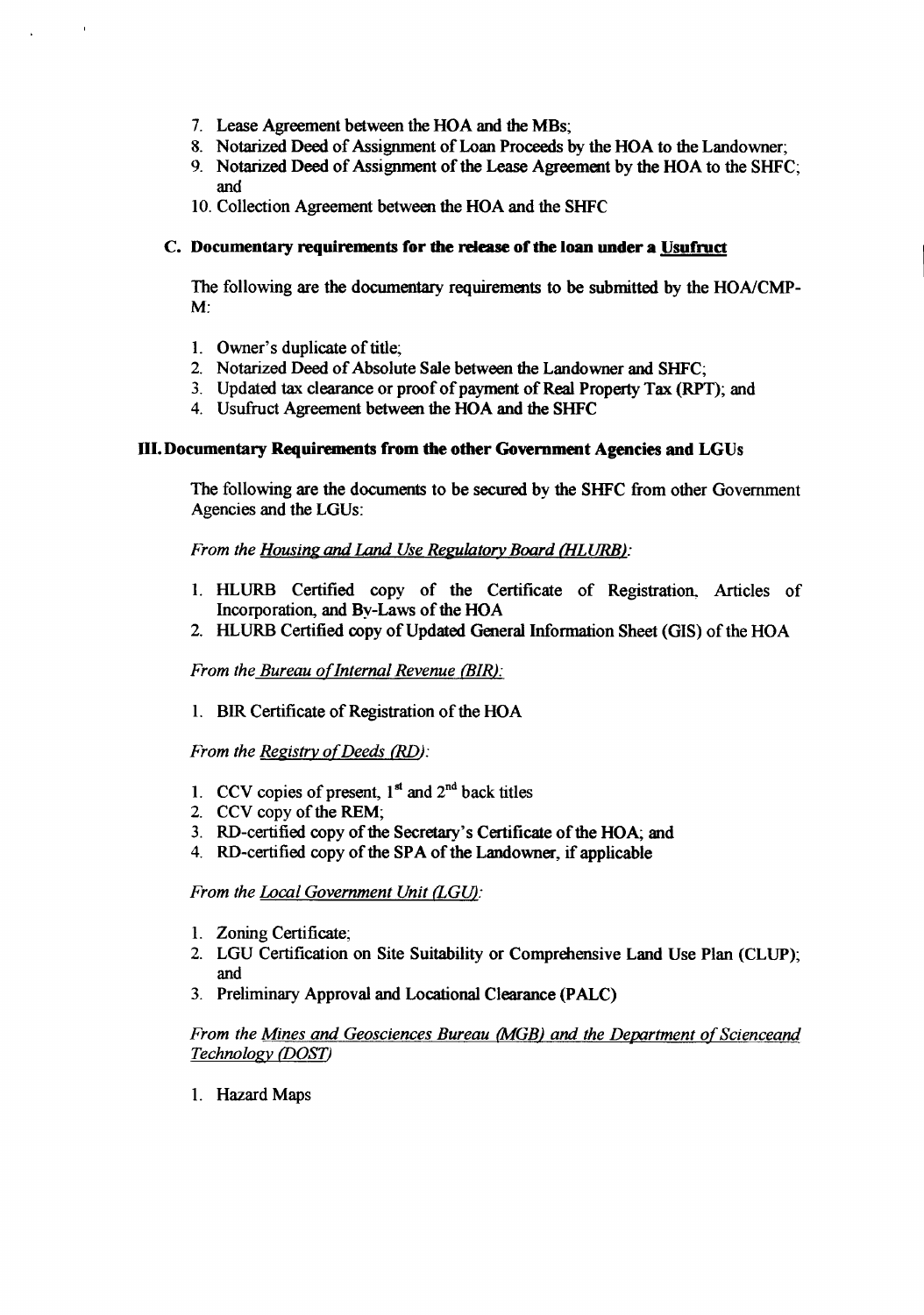7. Lease Agreement between the HOA and the MBs;
8. Notarized Deed of Assignment of Loan Proceeds by the HOA to the Landowner;
9. Notarized Deed of Assignment of the Lease Agreement by the HOA to the SHFC; and
10. Collection Agreement between the HOA and the SHFC

### C. Documentary requirements for the release of the loan under a <u>Usufruct</u>

The following are the documentary requirements to be submitted by the HOA/CMP-M:

1. Owner's duplicate of title;
2. Notarized Deed of Absolute Sale between the Landowner and SHFC;
3. Updated tax clearance or proof of payment of Real Property Tax (RPT); and
4. Usufruct Agreement between the HOA and the SHFC

## III. Documentary Requirements from the other Government Agencies and LGUs

The following are the documents to be secured by the SHFC from other Government Agencies and the LGUs:

*From the <u>Housing and Land Use Regulatory Board (HLURB)</u>:*

1. HLURB Certified copy of the Certificate of Registration, Articles of Incorporation, and By-Laws of the HOA
2. HLURB Certified copy of Updated General Information Sheet (GIS) of the HOA

*From the <u>Bureau of Internal Revenue (BIR)</u>:*

1. BIR Certificate of Registration of the HOA

*From the <u>Registry of Deeds (RD)</u>:*

1. CCV copies of present, 1st and 2nd back titles
2. CCV copy of the REM;
3. RD-certified copy of the Secretary's Certificate of the HOA; and
4. RD-certified copy of the SPA of the Landowner, if applicable

*From the <u>Local Government Unit (LGU)</u>:*

1. Zoning Certificate;
2. LGU Certification on Site Suitability or Comprehensive Land Use Plan (CLUP); and
3. Preliminary Approval and Locational Clearance (PALC)

*From the <u>Mines and Geosciences Bureau (MGB) and the Department of Scienceand Technology (DOST)</u>*

1. Hazard Maps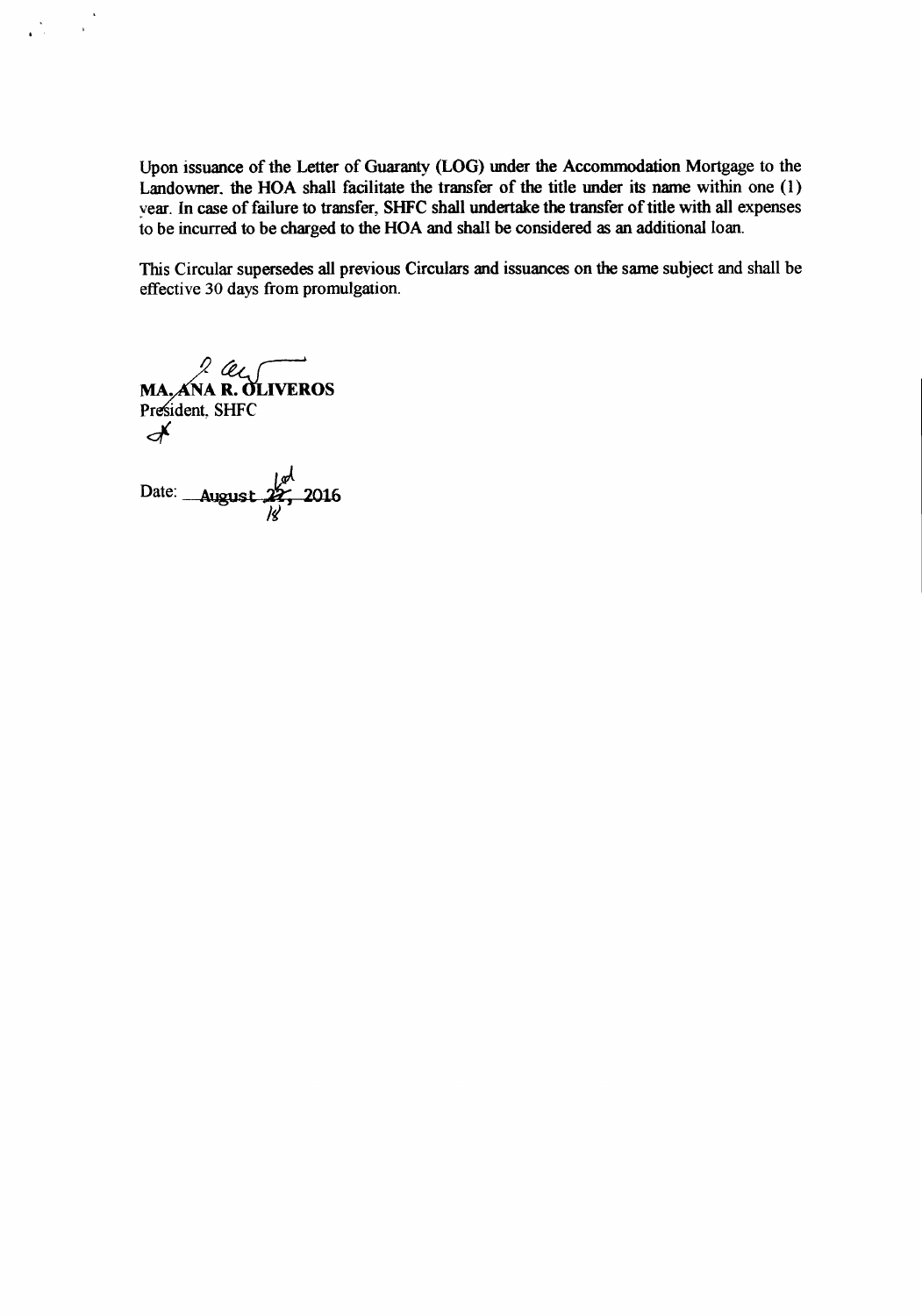Upon issuance of the Letter of Guaranty (LOG) under the Accommodation Mortgage to the Landowner, the HOA shall facilitate the transfer of the title under its name within one (1) year. In case of failure to transfer, SHFC shall undertake the transfer of title with all expenses to be incurred to be charged to the HOA and shall be considered as an additional loan.

This Circular supersedes all previous Circulars and issuances on the same subject and shall be effective 30 days from promulgation.

**MA. ANA R. OLIVEROS**
President, SHFC

Date: ~~August 22, 2016~~ August 18, 2016